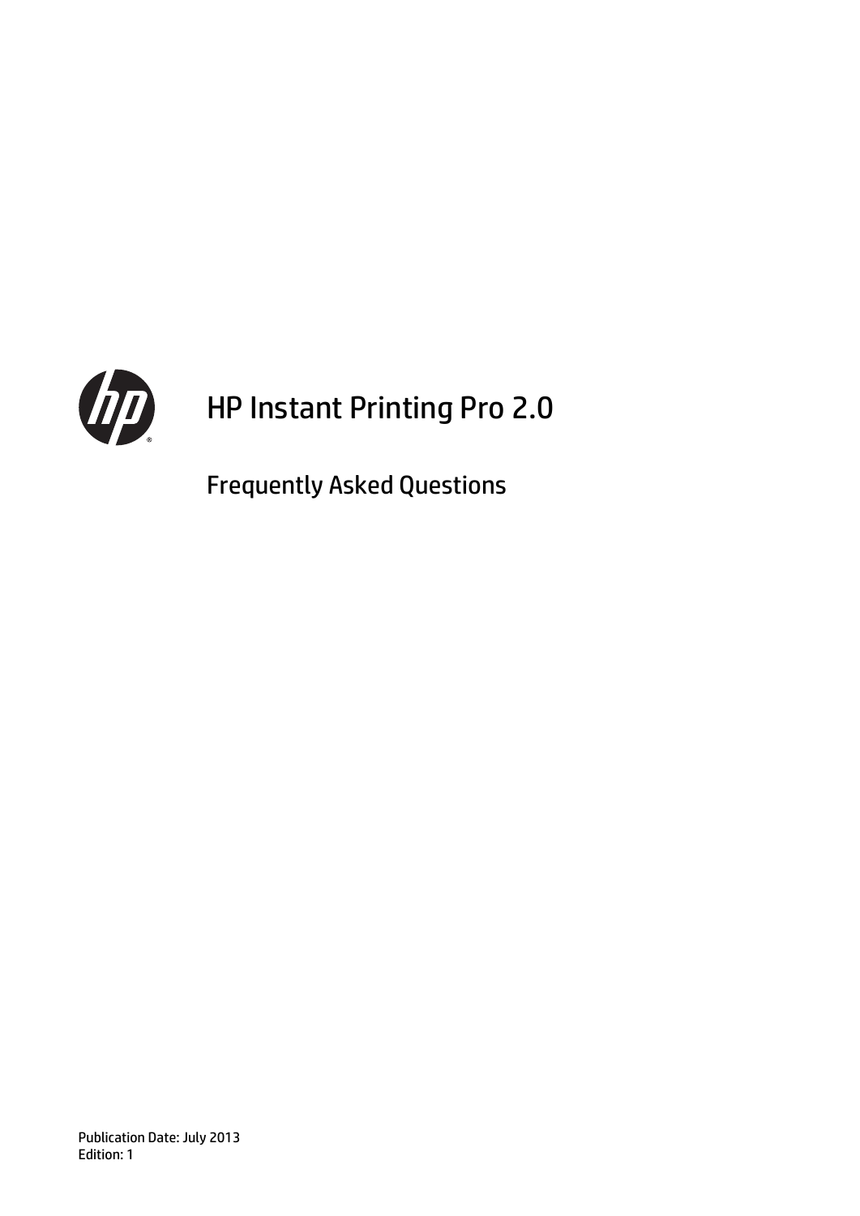# HP Instant Printing Pro 2.0

## Frequently Asked Questions

Publication Date: July 2013
Edition: 1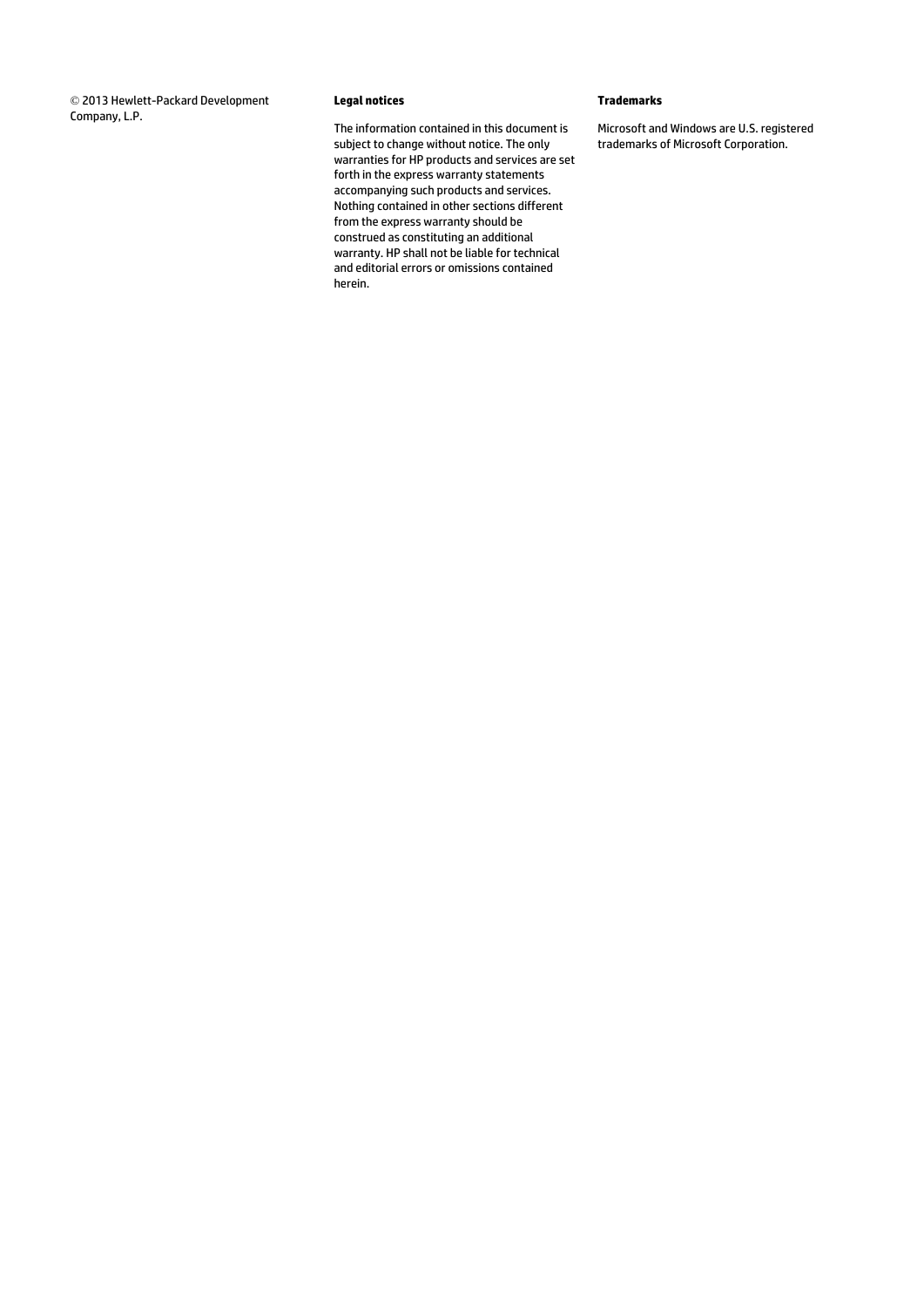© 2013 Hewlett-Packard Development Company, L.P.

**Legal notices**

The information contained in this document is subject to change without notice. The only warranties for HP products and services are set forth in the express warranty statements accompanying such products and services. Nothing contained in other sections different from the express warranty should be construed as constituting an additional warranty. HP shall not be liable for technical and editorial errors or omissions contained herein.

**Trademarks**

Microsoft and Windows are U.S. registered trademarks of Microsoft Corporation.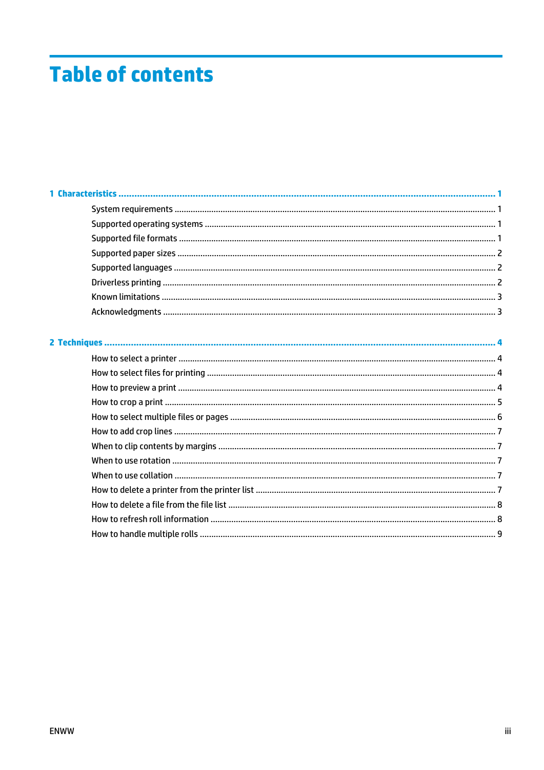# Table of contents

**1 Characteristics ..................................................................................................................................... 1**

System requirements ........................................................................................................................ 1

Supported operating systems ........................................................................................................... 1

Supported file formats ....................................................................................................................... 1

Supported paper sizes ....................................................................................................................... 2

Supported languages ......................................................................................................................... 2

Driverless printing .............................................................................................................................. 2

Known limitations ............................................................................................................................... 3

Acknowledgments .............................................................................................................................. 3

**2 Techniques ........................................................................................................................................... 4**

How to select a printer ....................................................................................................................... 4

How to select files for printing ........................................................................................................... 4

How to preview a print ....................................................................................................................... 4

How to crop a print ............................................................................................................................. 5

How to select multiple files or pages ................................................................................................. 6

How to add crop lines ......................................................................................................................... 7

When to clip contents by margins ...................................................................................................... 7

When to use rotation .......................................................................................................................... 7

When to use collation ......................................................................................................................... 7

How to delete a printer from the printer list ...................................................................................... 7

How to delete a file from the file list ................................................................................................... 8

How to refresh roll information .......................................................................................................... 8

How to handle multiple rolls ............................................................................................................... 9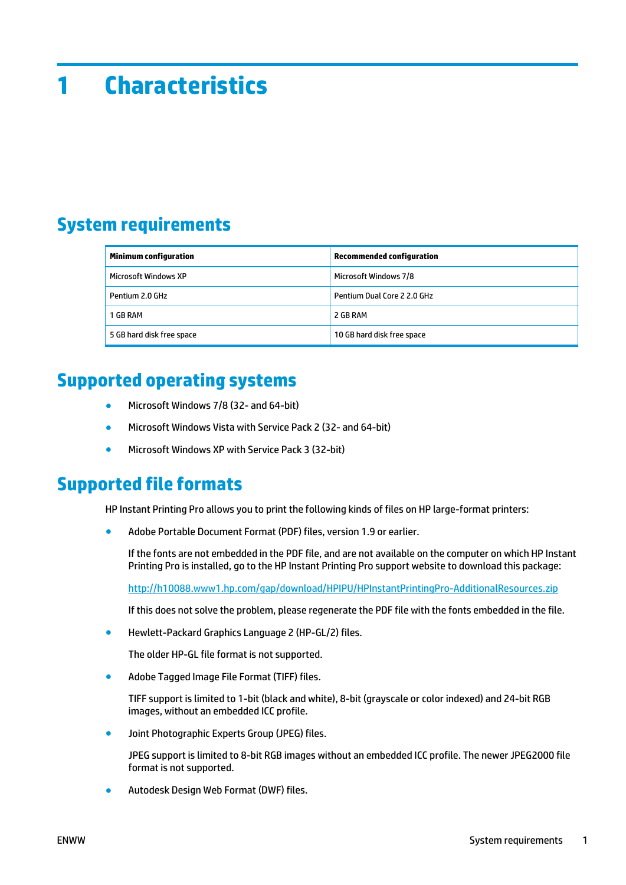# 1 Characteristics

## System requirements

| Minimum configuration | Recommended configuration |
| --- | --- |
| Microsoft Windows XP | Microsoft Windows 7/8 |
| Pentium 2.0 GHz | Pentium Dual Core 2 2.0 GHz |
| 1 GB RAM | 2 GB RAM |
| 5 GB hard disk free space | 10 GB hard disk free space |

## Supported operating systems

- Microsoft Windows 7/8 (32- and 64-bit)
- Microsoft Windows Vista with Service Pack 2 (32- and 64-bit)
- Microsoft Windows XP with Service Pack 3 (32-bit)

## Supported file formats

HP Instant Printing Pro allows you to print the following kinds of files on HP large-format printers:

- Adobe Portable Document Format (PDF) files, version 1.9 or earlier.

  If the fonts are not embedded in the PDF file, and are not available on the computer on which HP Instant Printing Pro is installed, go to the HP Instant Printing Pro support website to download this package:

  http://h10088.www1.hp.com/gap/download/HPIPU/HPInstantPrintingPro-AdditionalResources.zip

  If this does not solve the problem, please regenerate the PDF file with the fonts embedded in the file.

- Hewlett-Packard Graphics Language 2 (HP-GL/2) files.

  The older HP-GL file format is not supported.

- Adobe Tagged Image File Format (TIFF) files.

  TIFF support is limited to 1-bit (black and white), 8-bit (grayscale or color indexed) and 24-bit RGB images, without an embedded ICC profile.

- Joint Photographic Experts Group (JPEG) files.

  JPEG support is limited to 8-bit RGB images without an embedded ICC profile. The newer JPEG2000 file format is not supported.

- Autodesk Design Web Format (DWF) files.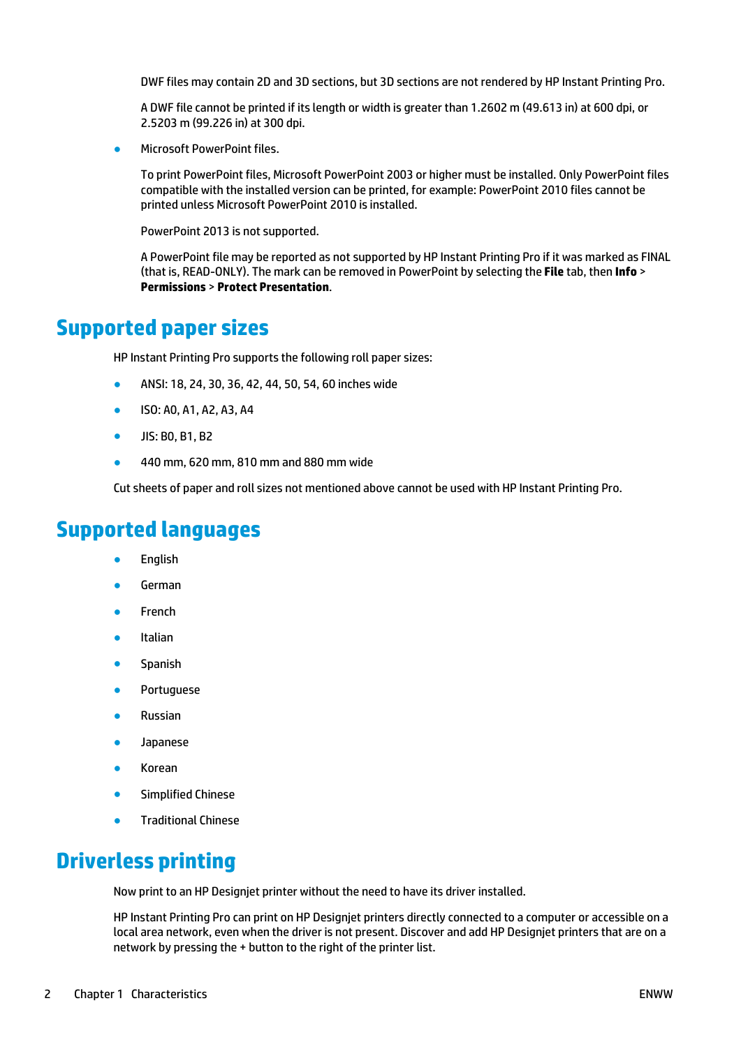DWF files may contain 2D and 3D sections, but 3D sections are not rendered by HP Instant Printing Pro.

A DWF file cannot be printed if its length or width is greater than 1.2602 m (49.613 in) at 600 dpi, or 2.5203 m (99.226 in) at 300 dpi.

- Microsoft PowerPoint files.

  To print PowerPoint files, Microsoft PowerPoint 2003 or higher must be installed. Only PowerPoint files compatible with the installed version can be printed, for example: PowerPoint 2010 files cannot be printed unless Microsoft PowerPoint 2010 is installed.

  PowerPoint 2013 is not supported.

  A PowerPoint file may be reported as not supported by HP Instant Printing Pro if it was marked as FINAL (that is, READ-ONLY). The mark can be removed in PowerPoint by selecting the **File** tab, then **Info** > **Permissions** > **Protect Presentation**.

## Supported paper sizes

HP Instant Printing Pro supports the following roll paper sizes:

- ANSI: 18, 24, 30, 36, 42, 44, 50, 54, 60 inches wide
- ISO: A0, A1, A2, A3, A4
- JIS: B0, B1, B2
- 440 mm, 620 mm, 810 mm and 880 mm wide

Cut sheets of paper and roll sizes not mentioned above cannot be used with HP Instant Printing Pro.

## Supported languages

- English
- German
- French
- Italian
- Spanish
- Portuguese
- Russian
- Japanese
- Korean
- Simplified Chinese
- Traditional Chinese

## Driverless printing

Now print to an HP Designjet printer without the need to have its driver installed.

HP Instant Printing Pro can print on HP Designjet printers directly connected to a computer or accessible on a local area network, even when the driver is not present. Discover and add HP Designjet printers that are on a network by pressing the + button to the right of the printer list.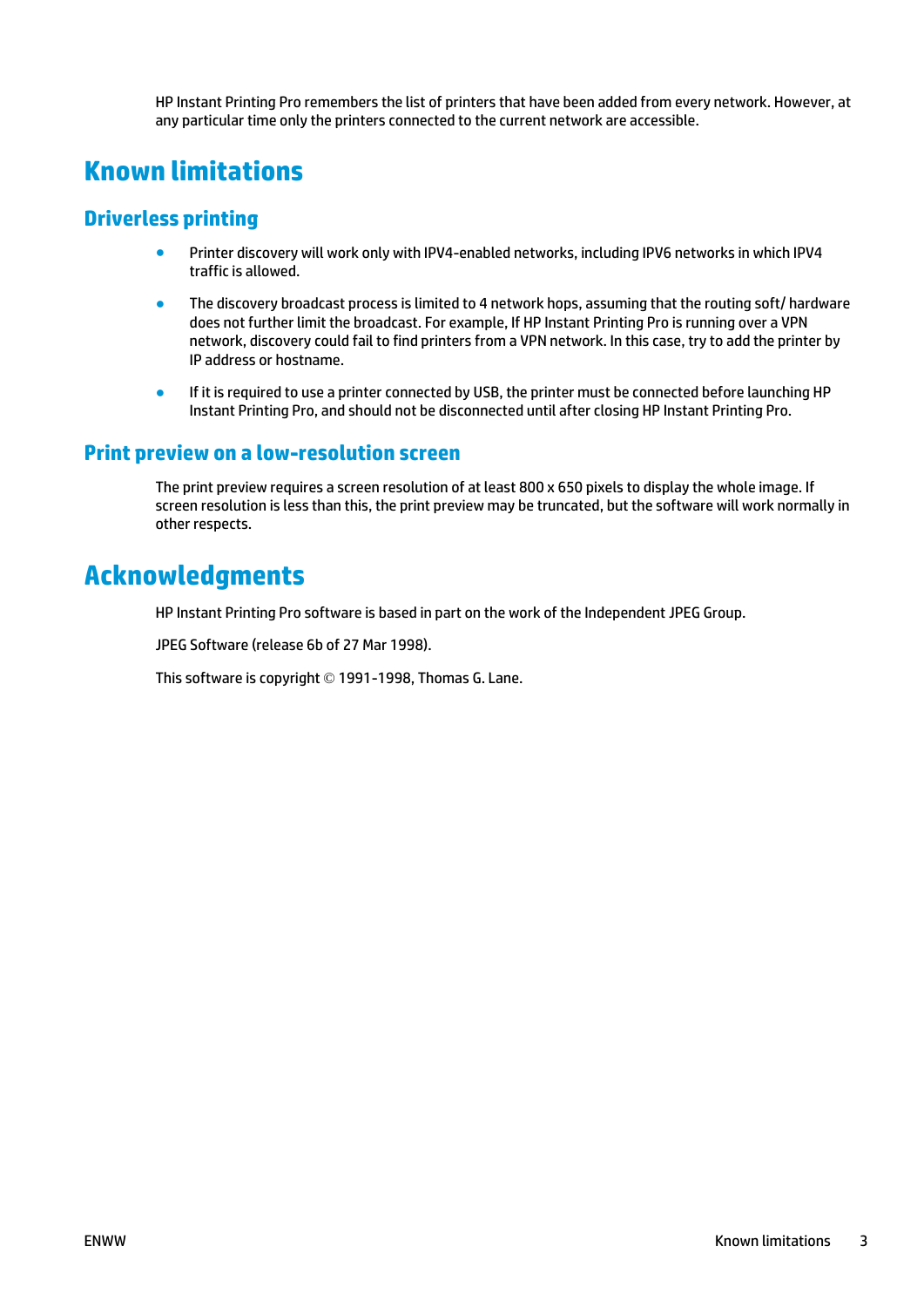HP Instant Printing Pro remembers the list of printers that have been added from every network. However, at any particular time only the printers connected to the current network are accessible.

# Known limitations

## Driverless printing

- Printer discovery will work only with IPV4-enabled networks, including IPV6 networks in which IPV4 traffic is allowed.
- The discovery broadcast process is limited to 4 network hops, assuming that the routing soft/ hardware does not further limit the broadcast. For example, If HP Instant Printing Pro is running over a VPN network, discovery could fail to find printers from a VPN network. In this case, try to add the printer by IP address or hostname.
- If it is required to use a printer connected by USB, the printer must be connected before launching HP Instant Printing Pro, and should not be disconnected until after closing HP Instant Printing Pro.

## Print preview on a low-resolution screen

The print preview requires a screen resolution of at least 800 x 650 pixels to display the whole image. If screen resolution is less than this, the print preview may be truncated, but the software will work normally in other respects.

# Acknowledgments

HP Instant Printing Pro software is based in part on the work of the Independent JPEG Group.

JPEG Software (release 6b of 27 Mar 1998).

This software is copyright © 1991-1998, Thomas G. Lane.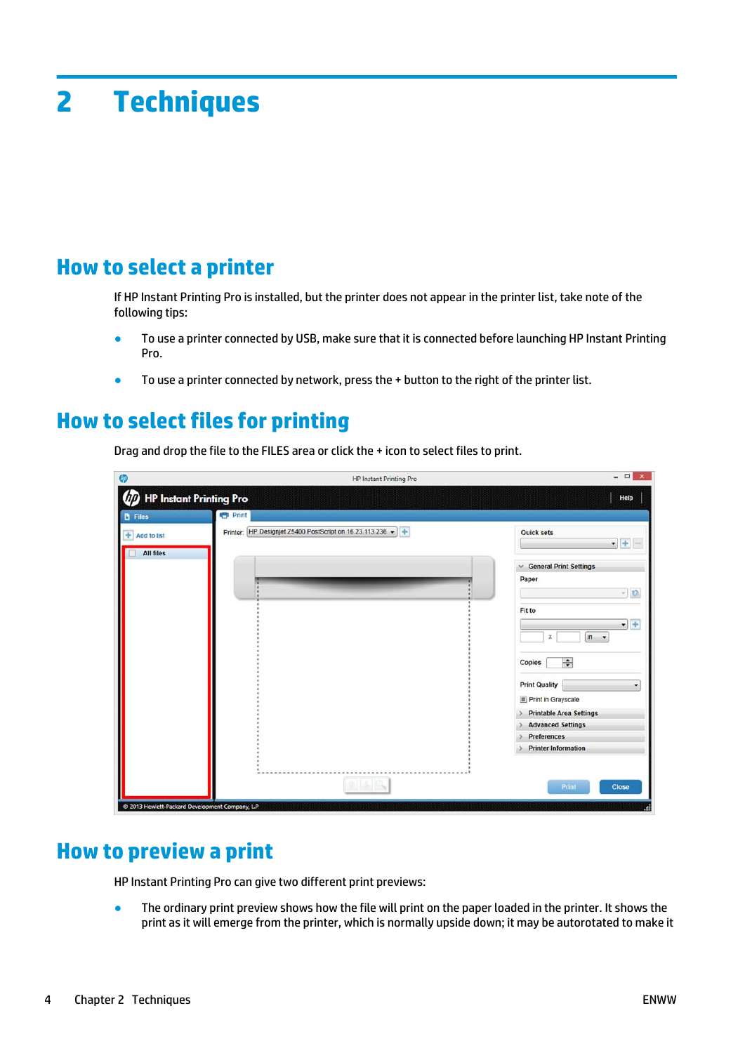# 2 Techniques

## How to select a printer

If HP Instant Printing Pro is installed, but the printer does not appear in the printer list, take note of the following tips:

- To use a printer connected by USB, make sure that it is connected before launching HP Instant Printing Pro.
- To use a printer connected by network, press the + button to the right of the printer list.

## How to select files for printing

Drag and drop the file to the FILES area or click the + icon to select files to print.

## How to preview a print

HP Instant Printing Pro can give two different print previews:

- The ordinary print preview shows how the file will print on the paper loaded in the printer. It shows the print as it will emerge from the printer, which is normally upside down; it may be autorotated to make it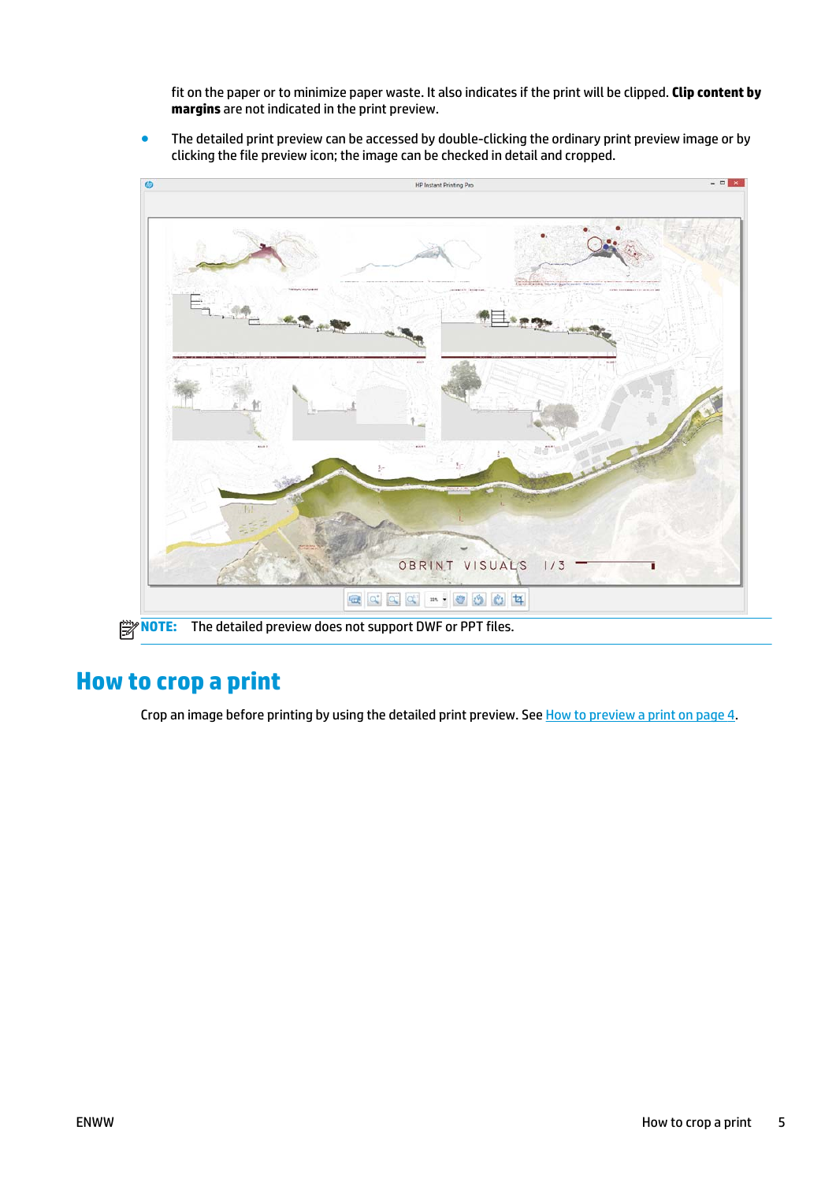fit on the paper or to minimize paper waste. It also indicates if the print will be clipped. **Clip content by margins** are not indicated in the print preview.

- The detailed print preview can be accessed by double-clicking the ordinary print preview image or by clicking the file preview icon; the image can be checked in detail and cropped.

**NOTE:** The detailed preview does not support DWF or PPT files.

## How to crop a print

Crop an image before printing by using the detailed print preview. See How to preview a print on page 4.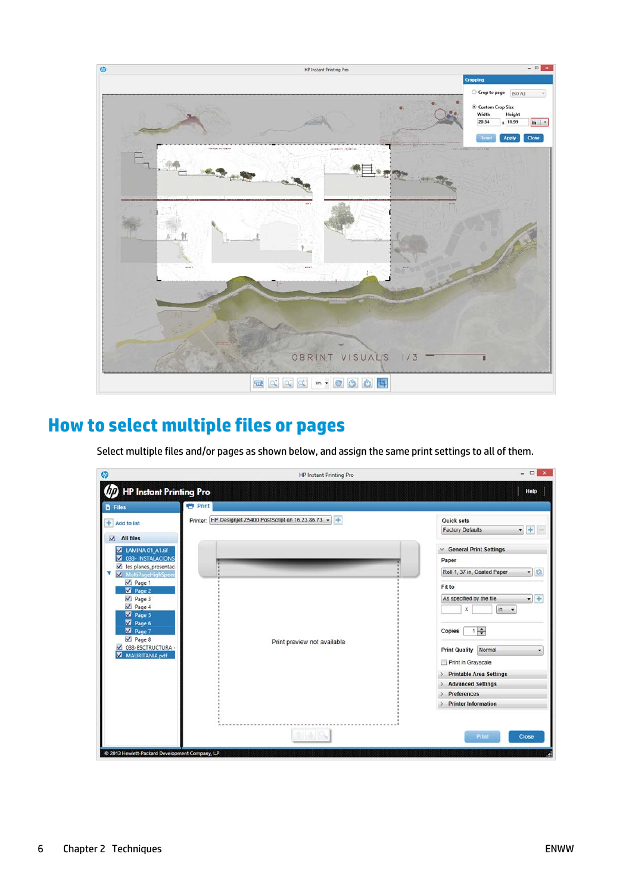## How to select multiple files or pages

Select multiple files and/or pages as shown below, and assign the same print settings to all of them.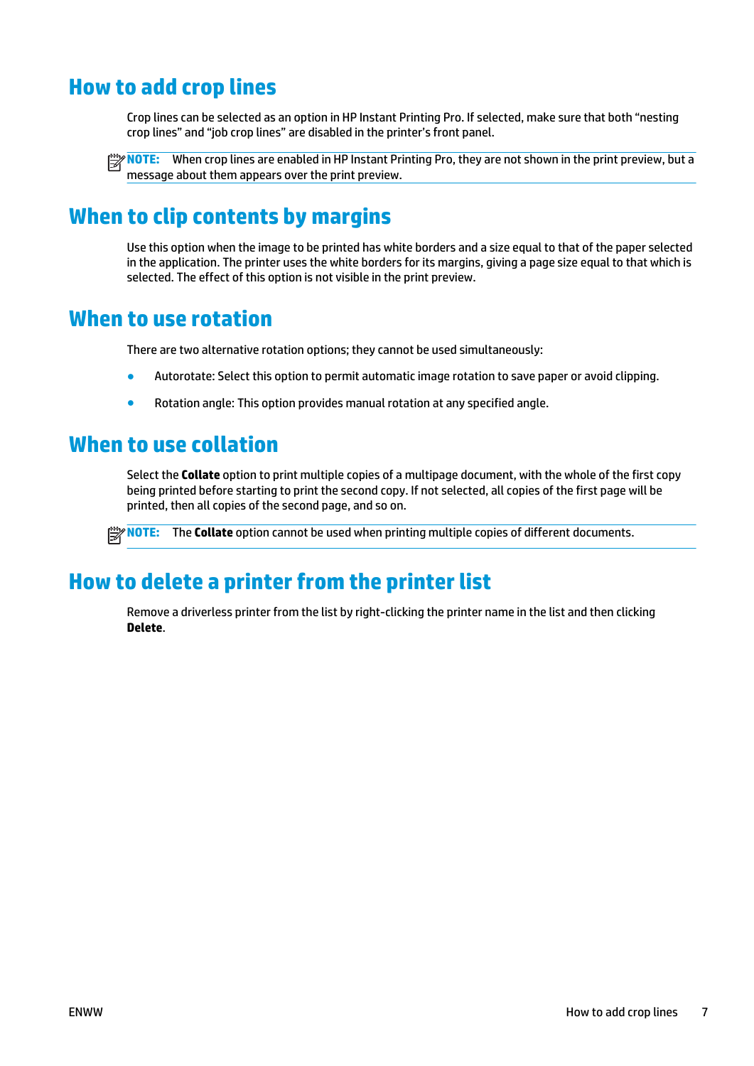## How to add crop lines

Crop lines can be selected as an option in HP Instant Printing Pro. If selected, make sure that both “nesting crop lines” and “job crop lines” are disabled in the printer’s front panel.

**NOTE:** When crop lines are enabled in HP Instant Printing Pro, they are not shown in the print preview, but a message about them appears over the print preview.

## When to clip contents by margins

Use this option when the image to be printed has white borders and a size equal to that of the paper selected in the application. The printer uses the white borders for its margins, giving a page size equal to that which is selected. The effect of this option is not visible in the print preview.

## When to use rotation

There are two alternative rotation options; they cannot be used simultaneously:

- Autorotate: Select this option to permit automatic image rotation to save paper or avoid clipping.
- Rotation angle: This option provides manual rotation at any specified angle.

## When to use collation

Select the **Collate** option to print multiple copies of a multipage document, with the whole of the first copy being printed before starting to print the second copy. If not selected, all copies of the first page will be printed, then all copies of the second page, and so on.

**NOTE:** The **Collate** option cannot be used when printing multiple copies of different documents.

## How to delete a printer from the printer list

Remove a driverless printer from the list by right-clicking the printer name in the list and then clicking **Delete**.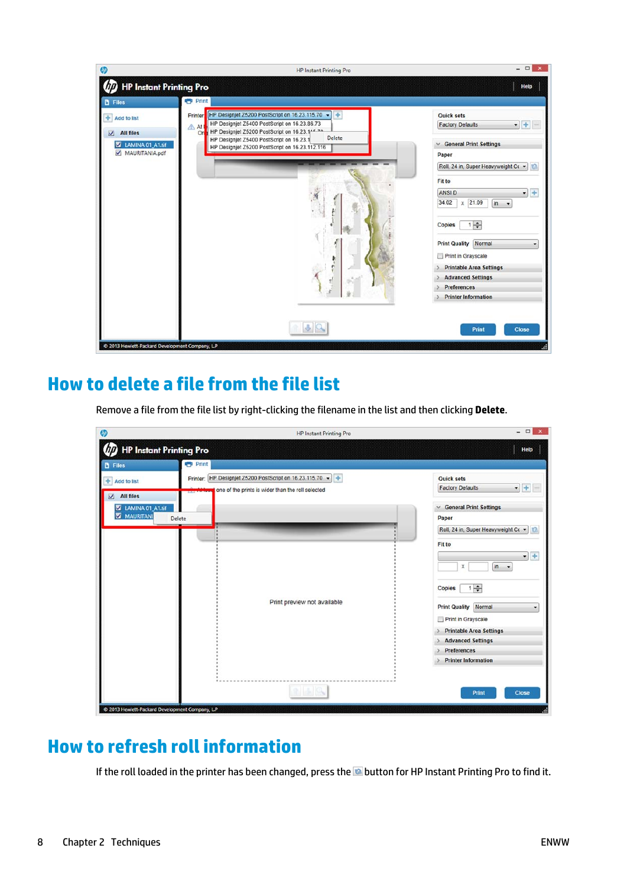## How to delete a file from the file list

Remove a file from the file list by right-clicking the filename in the list and then clicking **Delete**.

## How to refresh roll information

If the roll loaded in the printer has been changed, press the button for HP Instant Printing Pro to find it.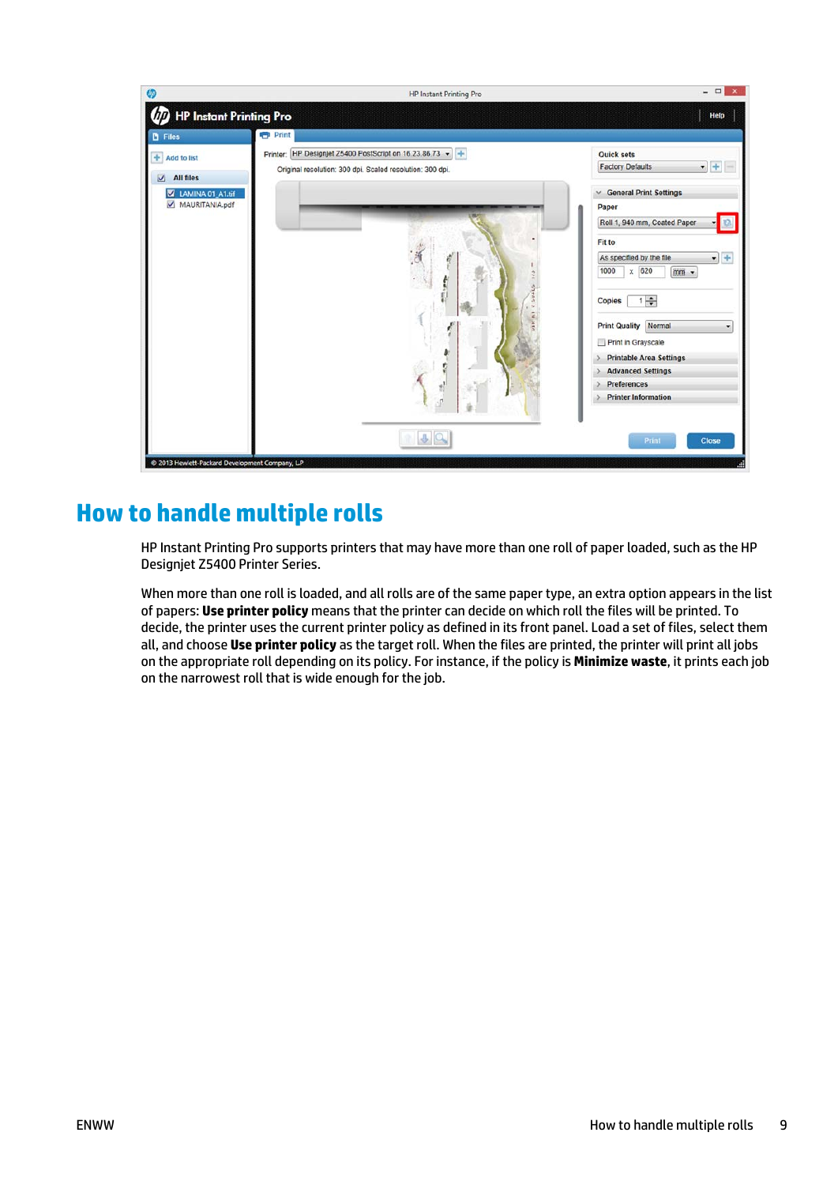## How to handle multiple rolls

HP Instant Printing Pro supports printers that may have more than one roll of paper loaded, such as the HP Designjet Z5400 Printer Series.

When more than one roll is loaded, and all rolls are of the same paper type, an extra option appears in the list of papers: **Use printer policy** means that the printer can decide on which roll the files will be printed. To decide, the printer uses the current printer policy as defined in its front panel. Load a set of files, select them all, and choose **Use printer policy** as the target roll. When the files are printed, the printer will print all jobs on the appropriate roll depending on its policy. For instance, if the policy is **Minimize waste**, it prints each job on the narrowest roll that is wide enough for the job.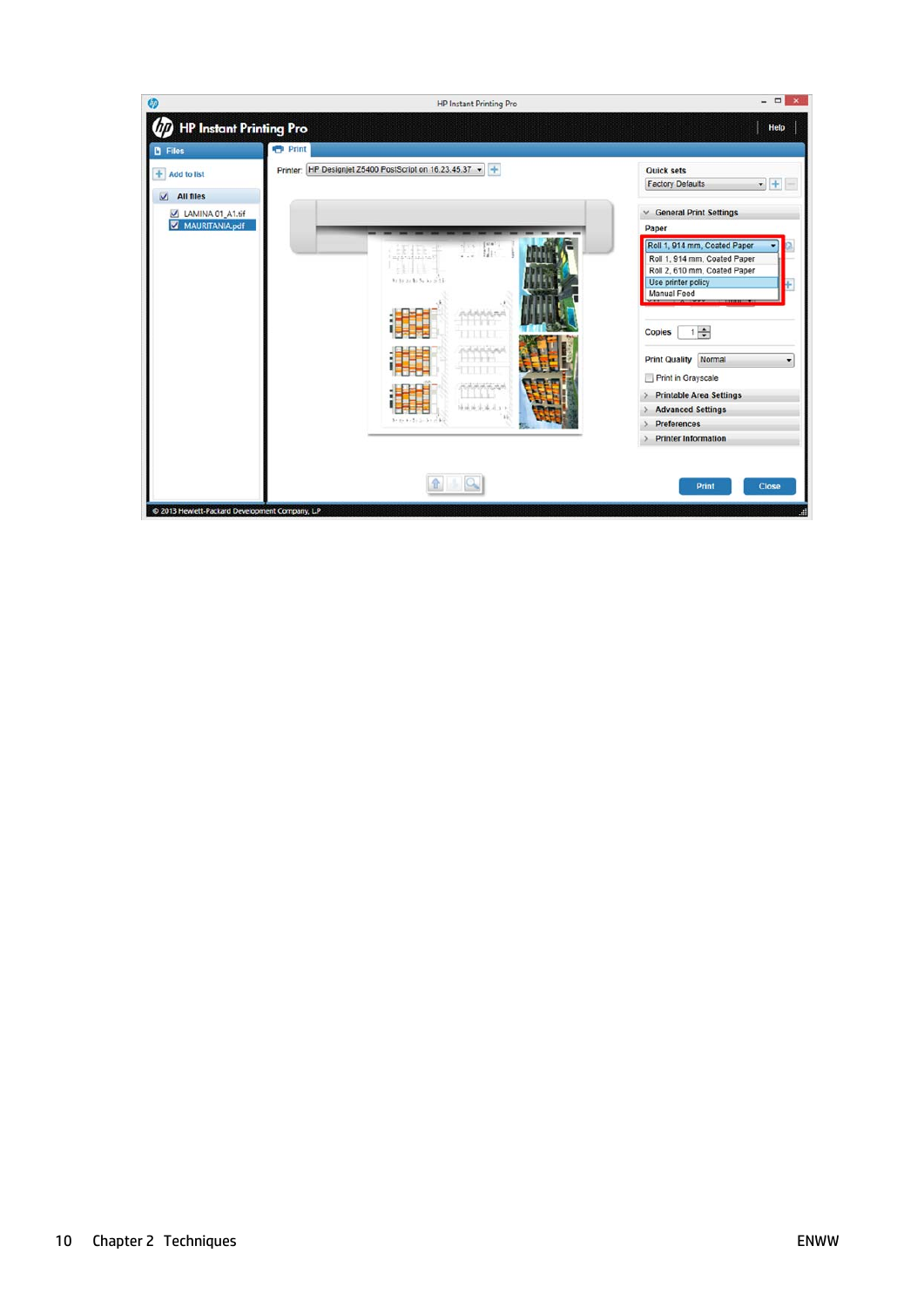HP Instant Printing Pro

HP Instant Printing Pro

Help

Files

Add to list

All files

LAMINA 01_A1.tif

MAURITANIA.pdf

Print

Printer: HP Designjet Z5400 PostScript on 16.23.45.37

Quick sets

Factory Defaults

General Print Settings

Paper

Roll 1, 914 mm, Coated Paper

Roll 1, 914 mm, Coated Paper

Roll 2, 610 mm, Coated Paper

Use printer policy

Manual Feed

Copies 1

Print Quality Normal

Print in Grayscale

Printable Area Settings

Advanced Settings

Preferences

Printer Information

Print

Close

© 2013 Hewlett-Packard Development Company, L.P.